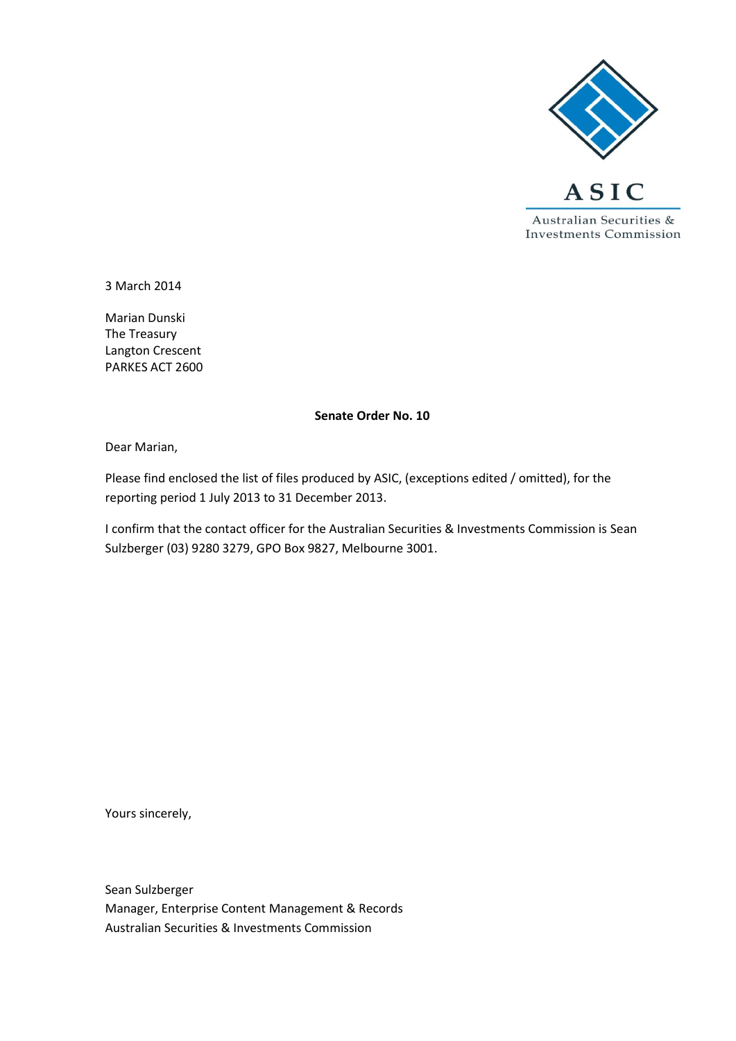ASIC

Australian Securities & Investments Commission

3 March 2014

Marian Dunski
The Treasury
Langton Crescent
PARKES ACT 2600

**Senate Order No. 10**

Dear Marian,

Please find enclosed the list of files produced by ASIC, (exceptions edited / omitted), for the reporting period 1 July 2013 to 31 December 2013.

I confirm that the contact officer for the Australian Securities & Investments Commission is Sean Sulzberger (03) 9280 3279, GPO Box 9827, Melbourne 3001.

Yours sincerely,

Sean Sulzberger
Manager, Enterprise Content Management & Records
Australian Securities & Investments Commission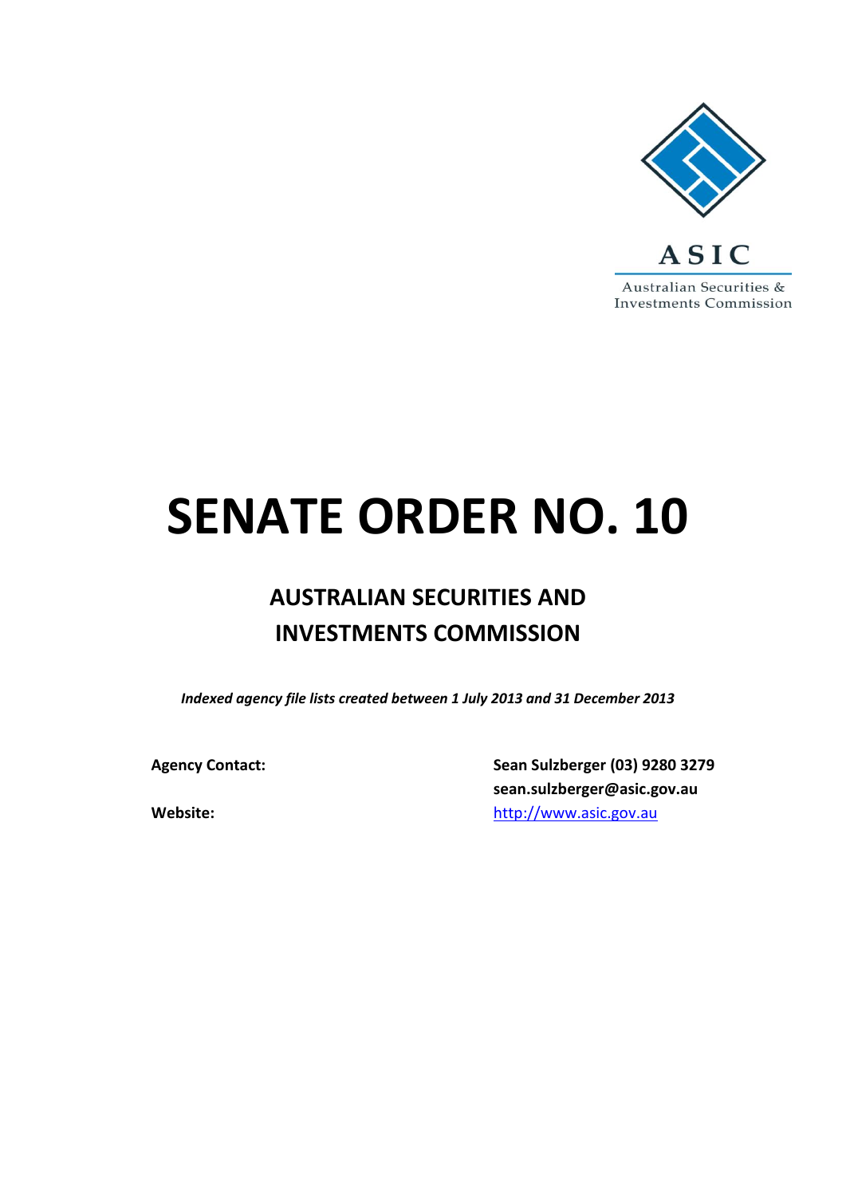ASIC

Australian Securities & Investments Commission

# SENATE ORDER NO. 10

## AUSTRALIAN SECURITIES AND INVESTMENTS COMMISSION

*Indexed agency file lists created between 1 July 2013 and 31 December 2013*

**Agency Contact:** **Sean Sulzberger (03) 9280 3279**
**sean.sulzberger@asic.gov.au**

**Website:** http://www.asic.gov.au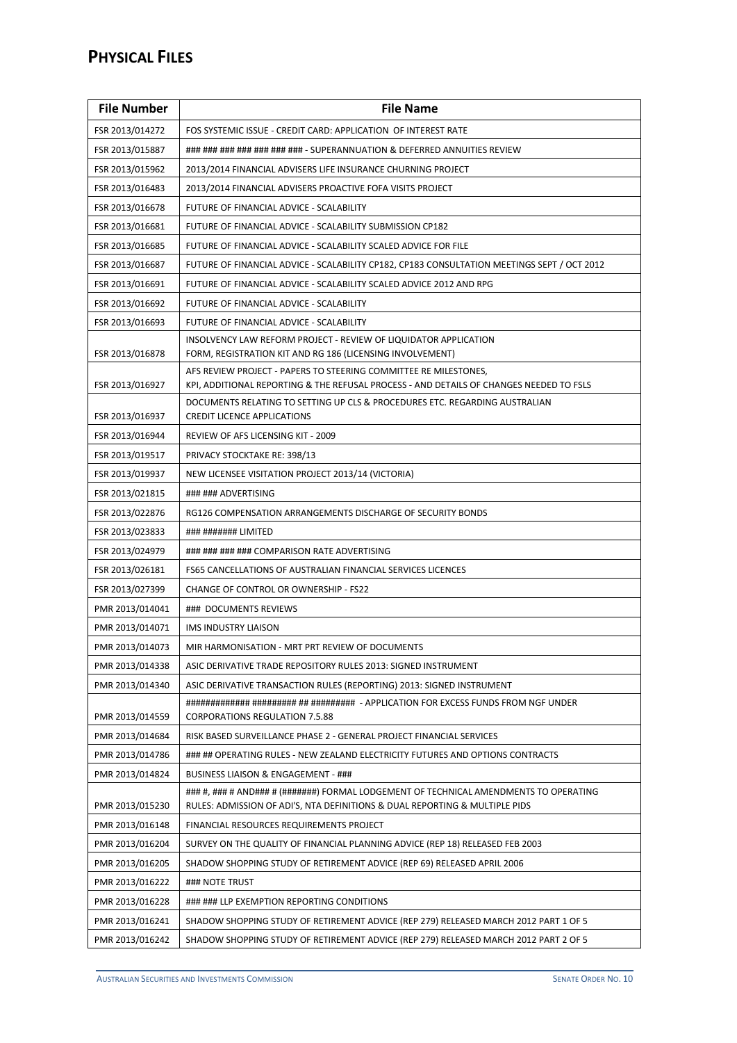## PHYSICAL FILES

| File Number | File Name |
|---|---|
| FSR 2013/014272 | FOS SYSTEMIC ISSUE - CREDIT CARD: APPLICATION OF INTEREST RATE |
| FSR 2013/015887 | ### ### ### ### ### ### ### - SUPERANNUATION & DEFERRED ANNUITIES REVIEW |
| FSR 2013/015962 | 2013/2014 FINANCIAL ADVISERS LIFE INSURANCE CHURNING PROJECT |
| FSR 2013/016483 | 2013/2014 FINANCIAL ADVISERS PROACTIVE FOFA VISITS PROJECT |
| FSR 2013/016678 | FUTURE OF FINANCIAL ADVICE - SCALABILITY |
| FSR 2013/016681 | FUTURE OF FINANCIAL ADVICE - SCALABILITY SUBMISSION CP182 |
| FSR 2013/016685 | FUTURE OF FINANCIAL ADVICE - SCALABILITY SCALED ADVICE FOR FILE |
| FSR 2013/016687 | FUTURE OF FINANCIAL ADVICE - SCALABILITY CP182, CP183 CONSULTATION MEETINGS SEPT / OCT 2012 |
| FSR 2013/016691 | FUTURE OF FINANCIAL ADVICE - SCALABILITY SCALED ADVICE 2012 AND RPG |
| FSR 2013/016692 | FUTURE OF FINANCIAL ADVICE - SCALABILITY |
| FSR 2013/016693 | FUTURE OF FINANCIAL ADVICE - SCALABILITY |
| FSR 2013/016878 | INSOLVENCY LAW REFORM PROJECT - REVIEW OF LIQUIDATOR APPLICATION FORM, REGISTRATION KIT AND RG 186 (LICENSING INVOLVEMENT) |
| FSR 2013/016927 | AFS REVIEW PROJECT - PAPERS TO STEERING COMMITTEE RE MILESTONES, KPI, ADDITIONAL REPORTING & THE REFUSAL PROCESS - AND DETAILS OF CHANGES NEEDED TO FSLS |
| FSR 2013/016937 | DOCUMENTS RELATING TO SETTING UP CLS & PROCEDURES ETC. REGARDING AUSTRALIAN CREDIT LICENCE APPLICATIONS |
| FSR 2013/016944 | REVIEW OF AFS LICENSING KIT - 2009 |
| FSR 2013/019517 | PRIVACY STOCKTAKE RE: 398/13 |
| FSR 2013/019937 | NEW LICENSEE VISITATION PROJECT 2013/14 (VICTORIA) |
| FSR 2013/021815 | ### ### ADVERTISING |
| FSR 2013/022876 | RG126 COMPENSATION ARRANGEMENTS DISCHARGE OF SECURITY BONDS |
| FSR 2013/023833 | ### ####### LIMITED |
| FSR 2013/024979 | ### ### ### ### COMPARISON RATE ADVERTISING |
| FSR 2013/026181 | FS65 CANCELLATIONS OF AUSTRALIAN FINANCIAL SERVICES LICENCES |
| FSR 2013/027399 | CHANGE OF CONTROL OR OWNERSHIP - FS22 |
| PMR 2013/014041 | ### DOCUMENTS REVIEWS |
| PMR 2013/014071 | IMS INDUSTRY LIAISON |
| PMR 2013/014073 | MIR HARMONISATION - MRT PRT REVIEW OF DOCUMENTS |
| PMR 2013/014338 | ASIC DERIVATIVE TRADE REPOSITORY RULES 2013: SIGNED INSTRUMENT |
| PMR 2013/014340 | ASIC DERIVATIVE TRANSACTION RULES (REPORTING) 2013: SIGNED INSTRUMENT |
| PMR 2013/014559 | ############# ######### ## ######### - APPLICATION FOR EXCESS FUNDS FROM NGF UNDER CORPORATIONS REGULATION 7.5.88 |
| PMR 2013/014684 | RISK BASED SURVEILLANCE PHASE 2 - GENERAL PROJECT FINANCIAL SERVICES |
| PMR 2013/014786 | ### ## OPERATING RULES - NEW ZEALAND ELECTRICITY FUTURES AND OPTIONS CONTRACTS |
| PMR 2013/014824 | BUSINESS LIAISON & ENGAGEMENT - ### |
| PMR 2013/015230 | ### #, ### # AND### # (#######) FORMAL LODGEMENT OF TECHNICAL AMENDMENTS TO OPERATING RULES: ADMISSION OF ADI'S, NTA DEFINITIONS & DUAL REPORTING & MULTIPLE PIDS |
| PMR 2013/016148 | FINANCIAL RESOURCES REQUIREMENTS PROJECT |
| PMR 2013/016204 | SURVEY ON THE QUALITY OF FINANCIAL PLANNING ADVICE (REP 18) RELEASED FEB 2003 |
| PMR 2013/016205 | SHADOW SHOPPING STUDY OF RETIREMENT ADVICE (REP 69) RELEASED APRIL 2006 |
| PMR 2013/016222 | ### NOTE TRUST |
| PMR 2013/016228 | ### ### LLP EXEMPTION REPORTING CONDITIONS |
| PMR 2013/016241 | SHADOW SHOPPING STUDY OF RETIREMENT ADVICE (REP 279) RELEASED MARCH 2012 PART 1 OF 5 |
| PMR 2013/016242 | SHADOW SHOPPING STUDY OF RETIREMENT ADVICE (REP 279) RELEASED MARCH 2012 PART 2 OF 5 |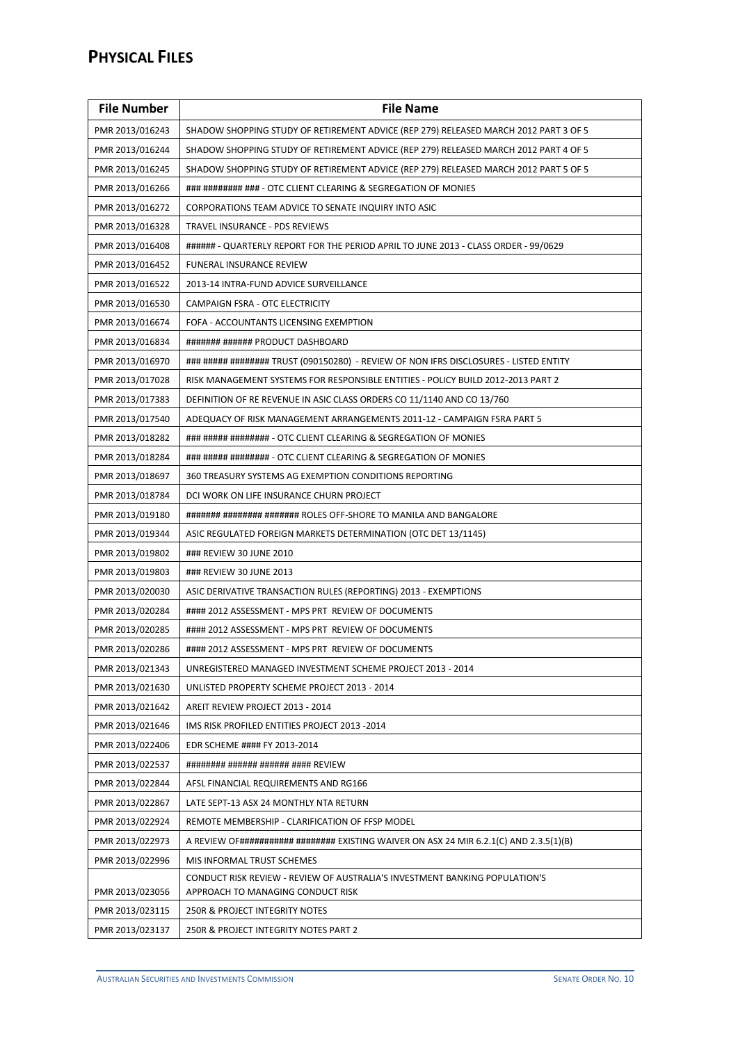## PHYSICAL FILES

| File Number | File Name |
|---|---|
| PMR 2013/016243 | SHADOW SHOPPING STUDY OF RETIREMENT ADVICE (REP 279) RELEASED MARCH 2012 PART 3 OF 5 |
| PMR 2013/016244 | SHADOW SHOPPING STUDY OF RETIREMENT ADVICE (REP 279) RELEASED MARCH 2012 PART 4 OF 5 |
| PMR 2013/016245 | SHADOW SHOPPING STUDY OF RETIREMENT ADVICE (REP 279) RELEASED MARCH 2012 PART 5 OF 5 |
| PMR 2013/016266 | ### ######### ### - OTC CLIENT CLEARING & SEGREGATION OF MONIES |
| PMR 2013/016272 | CORPORATIONS TEAM ADVICE TO SENATE INQUIRY INTO ASIC |
| PMR 2013/016328 | TRAVEL INSURANCE - PDS REVIEWS |
| PMR 2013/016408 | ###### - QUARTERLY REPORT FOR THE PERIOD APRIL TO JUNE 2013 - CLASS ORDER - 99/0629 |
| PMR 2013/016452 | FUNERAL INSURANCE REVIEW |
| PMR 2013/016522 | 2013-14 INTRA-FUND ADVICE SURVEILLANCE |
| PMR 2013/016530 | CAMPAIGN FSRA - OTC ELECTRICITY |
| PMR 2013/016674 | FOFA - ACCOUNTANTS LICENSING EXEMPTION |
| PMR 2013/016834 | ####### ###### PRODUCT DASHBOARD |
| PMR 2013/016970 | ### ##### ######## TRUST (090150280) - REVIEW OF NON IFRS DISCLOSURES - LISTED ENTITY |
| PMR 2013/017028 | RISK MANAGEMENT SYSTEMS FOR RESPONSIBLE ENTITIES - POLICY BUILD 2012-2013 PART 2 |
| PMR 2013/017383 | DEFINITION OF RE REVENUE IN ASIC CLASS ORDERS CO 11/1140 AND CO 13/760 |
| PMR 2013/017540 | ADEQUACY OF RISK MANAGEMENT ARRANGEMENTS 2011-12 - CAMPAIGN FSRA PART 5 |
| PMR 2013/018282 | ### ##### ######## - OTC CLIENT CLEARING & SEGREGATION OF MONIES |
| PMR 2013/018284 | ### ##### ######## - OTC CLIENT CLEARING & SEGREGATION OF MONIES |
| PMR 2013/018697 | 360 TREASURY SYSTEMS AG EXEMPTION CONDITIONS REPORTING |
| PMR 2013/018784 | DCI WORK ON LIFE INSURANCE CHURN PROJECT |
| PMR 2013/019180 | ####### ######## ####### ROLES OFF-SHORE TO MANILA AND BANGALORE |
| PMR 2013/019344 | ASIC REGULATED FOREIGN MARKETS DETERMINATION (OTC DET 13/1145) |
| PMR 2013/019802 | ### REVIEW 30 JUNE 2010 |
| PMR 2013/019803 | ### REVIEW 30 JUNE 2013 |
| PMR 2013/020030 | ASIC DERIVATIVE TRANSACTION RULES (REPORTING) 2013 - EXEMPTIONS |
| PMR 2013/020284 | #### 2012 ASSESSMENT - MPS PRT REVIEW OF DOCUMENTS |
| PMR 2013/020285 | #### 2012 ASSESSMENT - MPS PRT REVIEW OF DOCUMENTS |
| PMR 2013/020286 | #### 2012 ASSESSMENT - MPS PRT REVIEW OF DOCUMENTS |
| PMR 2013/021343 | UNREGISTERED MANAGED INVESTMENT SCHEME PROJECT 2013 - 2014 |
| PMR 2013/021630 | UNLISTED PROPERTY SCHEME PROJECT 2013 - 2014 |
| PMR 2013/021642 | AREIT REVIEW PROJECT 2013 - 2014 |
| PMR 2013/021646 | IMS RISK PROFILED ENTITIES PROJECT 2013 -2014 |
| PMR 2013/022406 | EDR SCHEME #### FY 2013-2014 |
| PMR 2013/022537 | ######## ###### ###### #### REVIEW |
| PMR 2013/022844 | AFSL FINANCIAL REQUIREMENTS AND RG166 |
| PMR 2013/022867 | LATE SEPT-13 ASX 24 MONTHLY NTA RETURN |
| PMR 2013/022924 | REMOTE MEMBERSHIP - CLARIFICATION OF FFSP MODEL |
| PMR 2013/022973 | A REVIEW OF########### ######## EXISTING WAIVER ON ASX 24 MIR 6.2.1(C) AND 2.3.5(1)(B) |
| PMR 2013/022996 | MIS INFORMAL TRUST SCHEMES |
| PMR 2013/023056 | CONDUCT RISK REVIEW - REVIEW OF AUSTRALIA'S INVESTMENT BANKING POPULATION'S APPROACH TO MANAGING CONDUCT RISK |
| PMR 2013/023115 | 250R & PROJECT INTEGRITY NOTES |
| PMR 2013/023137 | 250R & PROJECT INTEGRITY NOTES PART 2 |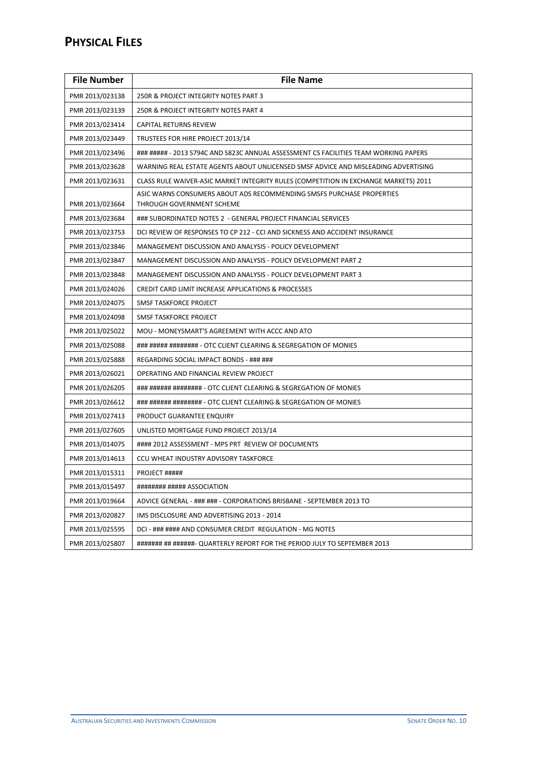## PHYSICAL FILES

| File Number | File Name |
|---|---|
| PMR 2013/023138 | 250R & PROJECT INTEGRITY NOTES PART 3 |
| PMR 2013/023139 | 250R & PROJECT INTEGRITY NOTES PART 4 |
| PMR 2013/023414 | CAPITAL RETURNS REVIEW |
| PMR 2013/023449 | TRUSTEES FOR HIRE PROJECT 2013/14 |
| PMR 2013/023496 | ### ##### - 2013 S794C AND S823C ANNUAL ASSESSMENT CS FACILITIES TEAM WORKING PAPERS |
| PMR 2013/023628 | WARNING REAL ESTATE AGENTS ABOUT UNLICENSED SMSF ADVICE AND MISLEADING ADVERTISING |
| PMR 2013/023631 | CLASS RULE WAIVER-ASIC MARKET INTEGRITY RULES (COMPETITION IN EXCHANGE MARKETS) 2011 |
| PMR 2013/023664 | ASIC WARNS CONSUMERS ABOUT ADS RECOMMENDING SMSFS PURCHASE PROPERTIES THROUGH GOVERNMENT SCHEME |
| PMR 2013/023684 | ### SUBORDINATED NOTES 2 - GENERAL PROJECT FINANCIAL SERVICES |
| PMR 2013/023753 | DCI REVIEW OF RESPONSES TO CP 212 - CCI AND SICKNESS AND ACCIDENT INSURANCE |
| PMR 2013/023846 | MANAGEMENT DISCUSSION AND ANALYSIS - POLICY DEVELOPMENT |
| PMR 2013/023847 | MANAGEMENT DISCUSSION AND ANALYSIS - POLICY DEVELOPMENT PART 2 |
| PMR 2013/023848 | MANAGEMENT DISCUSSION AND ANALYSIS - POLICY DEVELOPMENT PART 3 |
| PMR 2013/024026 | CREDIT CARD LIMIT INCREASE APPLICATIONS & PROCESSES |
| PMR 2013/024075 | SMSF TASKFORCE PROJECT |
| PMR 2013/024098 | SMSF TASKFORCE PROJECT |
| PMR 2013/025022 | MOU - MONEYSMART'S AGREEMENT WITH ACCC AND ATO |
| PMR 2013/025088 | ### ##### ######## - OTC CLIENT CLEARING & SEGREGATION OF MONIES |
| PMR 2013/025888 | REGARDING SOCIAL IMPACT BONDS - ### ### |
| PMR 2013/026021 | OPERATING AND FINANCIAL REVIEW PROJECT |
| PMR 2013/026205 | ### ###### ######## - OTC CLIENT CLEARING & SEGREGATION OF MONIES |
| PMR 2013/026612 | ### ###### ######## - OTC CLIENT CLEARING & SEGREGATION OF MONIES |
| PMR 2013/027413 | PRODUCT GUARANTEE ENQUIRY |
| PMR 2013/027605 | UNLISTED MORTGAGE FUND PROJECT 2013/14 |
| PMR 2013/014075 | #### 2012 ASSESSMENT - MPS PRT REVIEW OF DOCUMENTS |
| PMR 2013/014613 | CCU WHEAT INDUSTRY ADVISORY TASKFORCE |
| PMR 2013/015311 | PROJECT ##### |
| PMR 2013/015497 | ######## ##### ASSOCIATION |
| PMR 2013/019664 | ADVICE GENERAL - ### ### - CORPORATIONS BRISBANE - SEPTEMBER 2013 TO |
| PMR 2013/020827 | IMS DISCLOSURE AND ADVERTISING 2013 - 2014 |
| PMR 2013/025595 | DCI - ### #### AND CONSUMER CREDIT REGULATION - MG NOTES |
| PMR 2013/025807 | ####### ## ######- QUARTERLY REPORT FOR THE PERIOD JULY TO SEPTEMBER 2013 |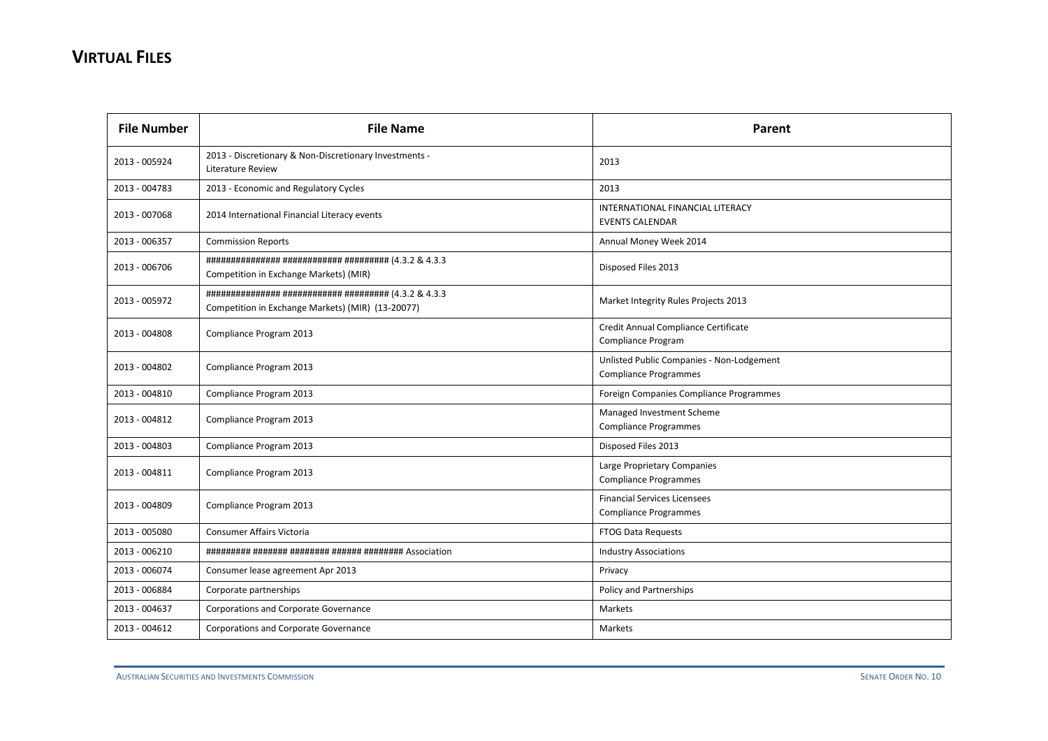## VIRTUAL FILES

| File Number | File Name | Parent |
|---|---|---|
| 2013 - 005924 | 2013 - Discretionary & Non-Discretionary Investments - Literature Review | 2013 |
| 2013 - 004783 | 2013 - Economic and Regulatory Cycles | 2013 |
| 2013 - 007068 | 2014 International Financial Literacy events | INTERNATIONAL FINANCIAL LITERACY EVENTS CALENDAR |
| 2013 - 006357 | Commission Reports | Annual Money Week 2014 |
| 2013 - 006706 | ############### ############ ######### (4.3.2 & 4.3.3 Competition in Exchange Markets) (MIR) | Disposed Files 2013 |
| 2013 - 005972 | ############### ############ ######### (4.3.2 & 4.3.3 Competition in Exchange Markets) (MIR) (13-20077) | Market Integrity Rules Projects 2013 |
| 2013 - 004808 | Compliance Program 2013 | Credit Annual Compliance Certificate Compliance Program |
| 2013 - 004802 | Compliance Program 2013 | Unlisted Public Companies - Non-Lodgement Compliance Programmes |
| 2013 - 004810 | Compliance Program 2013 | Foreign Companies Compliance Programmes |
| 2013 - 004812 | Compliance Program 2013 | Managed Investment Scheme Compliance Programmes |
| 2013 - 004803 | Compliance Program 2013 | Disposed Files 2013 |
| 2013 - 004811 | Compliance Program 2013 | Large Proprietary Companies Compliance Programmes |
| 2013 - 004809 | Compliance Program 2013 | Financial Services Licensees Compliance Programmes |
| 2013 - 005080 | Consumer Affairs Victoria | FTOG Data Requests |
| 2013 - 006210 | ######### ####### ######## ###### ######## Association | Industry Associations |
| 2013 - 006074 | Consumer lease agreement Apr 2013 | Privacy |
| 2013 - 006884 | Corporate partnerships | Policy and Partnerships |
| 2013 - 004637 | Corporations and Corporate Governance | Markets |
| 2013 - 004612 | Corporations and Corporate Governance | Markets |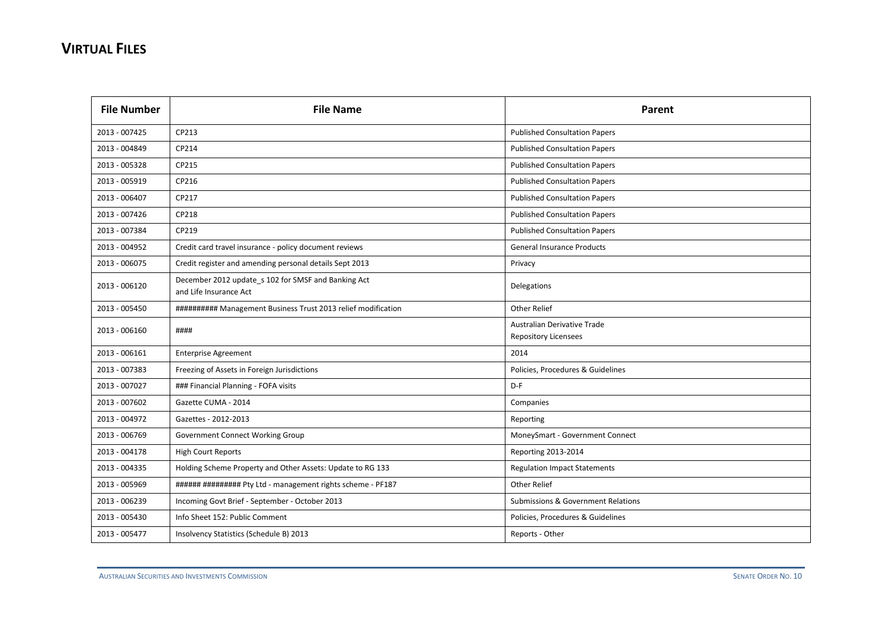## VIRTUAL FILES

| File Number | File Name | Parent |
|---|---|---|
| 2013 - 007425 | CP213 | Published Consultation Papers |
| 2013 - 004849 | CP214 | Published Consultation Papers |
| 2013 - 005328 | CP215 | Published Consultation Papers |
| 2013 - 005919 | CP216 | Published Consultation Papers |
| 2013 - 006407 | CP217 | Published Consultation Papers |
| 2013 - 007426 | CP218 | Published Consultation Papers |
| 2013 - 007384 | CP219 | Published Consultation Papers |
| 2013 - 004952 | Credit card travel insurance - policy document reviews | General Insurance Products |
| 2013 - 006075 | Credit register and amending personal details Sept 2013 | Privacy |
| 2013 - 006120 | December 2012 update_s 102 for SMSF and Banking Act and Life Insurance Act | Delegations |
| 2013 - 005450 | ########## Management Business Trust 2013 relief modification | Other Relief |
| 2013 - 006160 | #### | Australian Derivative Trade Repository Licensees |
| 2013 - 006161 | Enterprise Agreement | 2014 |
| 2013 - 007383 | Freezing of Assets in Foreign Jurisdictions | Policies, Procedures & Guidelines |
| 2013 - 007027 | ### Financial Planning - FOFA visits | D-F |
| 2013 - 007602 | Gazette CUMA - 2014 | Companies |
| 2013 - 004972 | Gazettes - 2012-2013 | Reporting |
| 2013 - 006769 | Government Connect Working Group | MoneySmart - Government Connect |
| 2013 - 004178 | High Court Reports | Reporting 2013-2014 |
| 2013 - 004335 | Holding Scheme Property and Other Assets: Update to RG 133 | Regulation Impact Statements |
| 2013 - 005969 | ###### ######### Pty Ltd - management rights scheme - PF187 | Other Relief |
| 2013 - 006239 | Incoming Govt Brief - September - October 2013 | Submissions & Government Relations |
| 2013 - 005430 | Info Sheet 152: Public Comment | Policies, Procedures & Guidelines |
| 2013 - 005477 | Insolvency Statistics (Schedule B) 2013 | Reports - Other |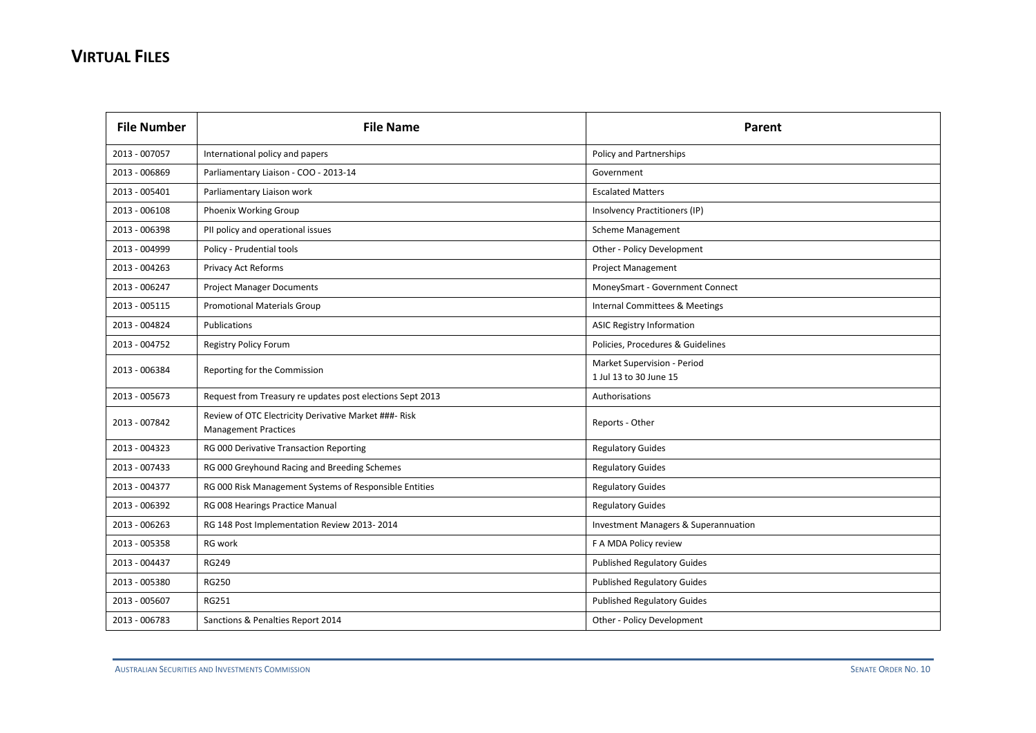# VIRTUAL FILES

| File Number | File Name | Parent |
|---|---|---|
| 2013 - 007057 | International policy and papers | Policy and Partnerships |
| 2013 - 006869 | Parliamentary Liaison - COO - 2013-14 | Government |
| 2013 - 005401 | Parliamentary Liaison work | Escalated Matters |
| 2013 - 006108 | Phoenix Working Group | Insolvency Practitioners (IP) |
| 2013 - 006398 | PII policy and operational issues | Scheme Management |
| 2013 - 004999 | Policy - Prudential tools | Other - Policy Development |
| 2013 - 004263 | Privacy Act Reforms | Project Management |
| 2013 - 006247 | Project Manager Documents | MoneySmart - Government Connect |
| 2013 - 005115 | Promotional Materials Group | Internal Committees & Meetings |
| 2013 - 004824 | Publications | ASIC Registry Information |
| 2013 - 004752 | Registry Policy Forum | Policies, Procedures & Guidelines |
| 2013 - 006384 | Reporting for the Commission | Market Supervision - Period 1 Jul 13 to 30 June 15 |
| 2013 - 005673 | Request from Treasury re updates post elections Sept 2013 | Authorisations |
| 2013 - 007842 | Review of OTC Electricity Derivative Market ###- Risk Management Practices | Reports - Other |
| 2013 - 004323 | RG 000 Derivative Transaction Reporting | Regulatory Guides |
| 2013 - 007433 | RG 000 Greyhound Racing and Breeding Schemes | Regulatory Guides |
| 2013 - 004377 | RG 000 Risk Management Systems of Responsible Entities | Regulatory Guides |
| 2013 - 006392 | RG 008 Hearings Practice Manual | Regulatory Guides |
| 2013 - 006263 | RG 148 Post Implementation Review 2013- 2014 | Investment Managers & Superannuation |
| 2013 - 005358 | RG work | F A MDA Policy review |
| 2013 - 004437 | RG249 | Published Regulatory Guides |
| 2013 - 005380 | RG250 | Published Regulatory Guides |
| 2013 - 005607 | RG251 | Published Regulatory Guides |
| 2013 - 006783 | Sanctions & Penalties Report 2014 | Other - Policy Development |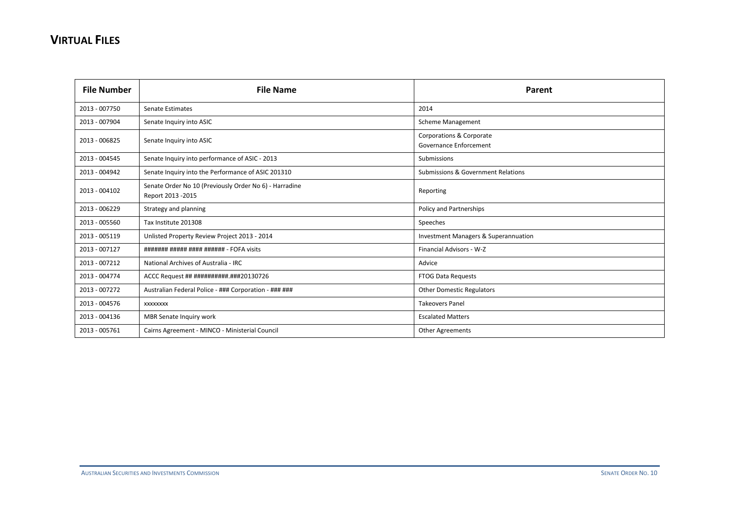# VIRTUAL FILES

| File Number | File Name | Parent |
|---|---|---|
| 2013 - 007750 | Senate Estimates | 2014 |
| 2013 - 007904 | Senate Inquiry into ASIC | Scheme Management |
| 2013 - 006825 | Senate Inquiry into ASIC | Corporations & Corporate Governance Enforcement |
| 2013 - 004545 | Senate Inquiry into performance of ASIC - 2013 | Submissions |
| 2013 - 004942 | Senate Inquiry into the Performance of ASIC 201310 | Submissions & Government Relations |
| 2013 - 004102 | Senate Order No 10 (Previously Order No 6) - Harradine Report 2013 -2015 | Reporting |
| 2013 - 006229 | Strategy and planning | Policy and Partnerships |
| 2013 - 005560 | Tax Institute 201308 | Speeches |
| 2013 - 005119 | Unlisted Property Review Project 2013 - 2014 | Investment Managers & Superannuation |
| 2013 - 007127 | ####### ##### #### ###### - FOFA visits | Financial Advisors - W-Z |
| 2013 - 007212 | National Archives of Australia - IRC | Advice |
| 2013 - 004774 | ACCC Request ## ##########.###20130726 | FTOG Data Requests |
| 2013 - 007272 | Australian Federal Police - ### Corporation - ### ### | Other Domestic Regulators |
| 2013 - 004576 | xxxxxxxx | Takeovers Panel |
| 2013 - 004136 | MBR Senate Inquiry work | Escalated Matters |
| 2013 - 005761 | Cairns Agreement - MINCO - Ministerial Council | Other Agreements |